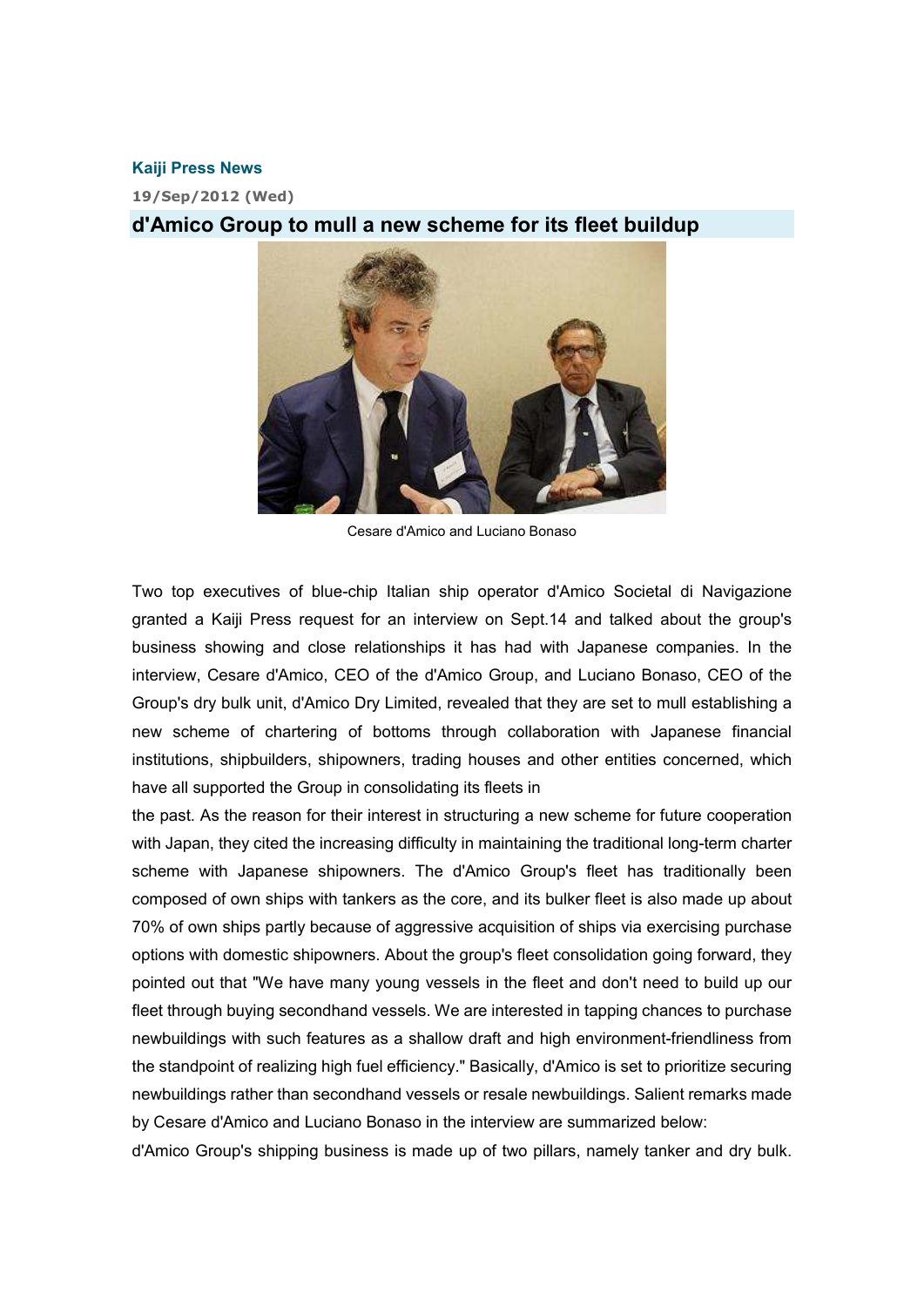**Kaiji Press News**

**19/Sep/2012 (Wed)**

## d'Amico Group to mull a new scheme for its fleet buildup

Cesare d'Amico and Luciano Bonaso

Two top executives of blue-chip Italian ship operator d'Amico Societal di Navigazione granted a Kaiji Press request for an interview on Sept.14 and talked about the group's business showing and close relationships it has had with Japanese companies. In the interview, Cesare d'Amico, CEO of the d'Amico Group, and Luciano Bonaso, CEO of the Group's dry bulk unit, d'Amico Dry Limited, revealed that they are set to mull establishing a new scheme of chartering of bottoms through collaboration with Japanese financial institutions, shipbuilders, shipowners, trading houses and other entities concerned, which have all supported the Group in consolidating its fleets in the past. As the reason for their interest in structuring a new scheme for future cooperation with Japan, they cited the increasing difficulty in maintaining the traditional long-term charter scheme with Japanese shipowners. The d'Amico Group's fleet has traditionally been composed of own ships with tankers as the core, and its bulker fleet is also made up about 70% of own ships partly because of aggressive acquisition of ships via exercising purchase options with domestic shipowners. About the group's fleet consolidation going forward, they pointed out that "We have many young vessels in the fleet and don't need to build up our fleet through buying secondhand vessels. We are interested in tapping chances to purchase newbuildings with such features as a shallow draft and high environment-friendliness from the standpoint of realizing high fuel efficiency." Basically, d'Amico is set to prioritize securing newbuildings rather than secondhand vessels or resale newbuildings. Salient remarks made by Cesare d'Amico and Luciano Bonaso in the interview are summarized below:

d'Amico Group's shipping business is made up of two pillars, namely tanker and dry bulk.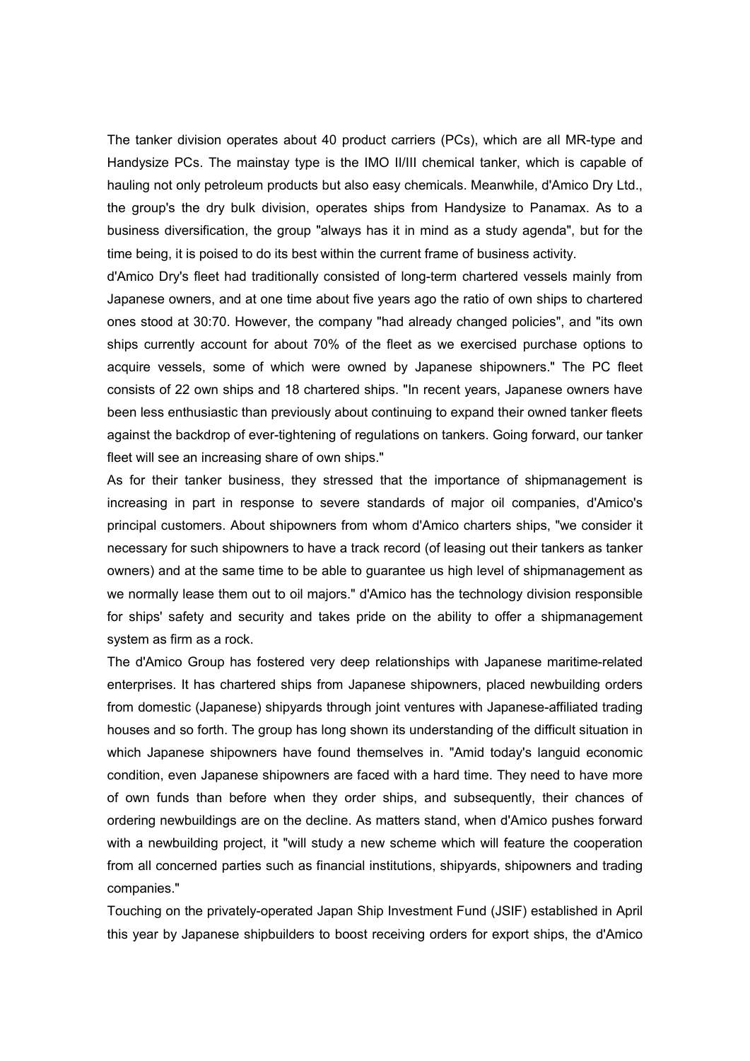The tanker division operates about 40 product carriers (PCs), which are all MR-type and Handysize PCs. The mainstay type is the IMO II/III chemical tanker, which is capable of hauling not only petroleum products but also easy chemicals. Meanwhile, d'Amico Dry Ltd., the group's the dry bulk division, operates ships from Handysize to Panamax. As to a business diversification, the group "always has it in mind as a study agenda", but for the time being, it is poised to do its best within the current frame of business activity.

d'Amico Dry's fleet had traditionally consisted of long-term chartered vessels mainly from Japanese owners, and at one time about five years ago the ratio of own ships to chartered ones stood at 30:70. However, the company "had already changed policies", and "its own ships currently account for about 70% of the fleet as we exercised purchase options to acquire vessels, some of which were owned by Japanese shipowners." The PC fleet consists of 22 own ships and 18 chartered ships. "In recent years, Japanese owners have been less enthusiastic than previously about continuing to expand their owned tanker fleets against the backdrop of ever-tightening of regulations on tankers. Going forward, our tanker fleet will see an increasing share of own ships."

As for their tanker business, they stressed that the importance of shipmanagement is increasing in part in response to severe standards of major oil companies, d'Amico's principal customers. About shipowners from whom d'Amico charters ships, "we consider it necessary for such shipowners to have a track record (of leasing out their tankers as tanker owners) and at the same time to be able to guarantee us high level of shipmanagement as we normally lease them out to oil majors." d'Amico has the technology division responsible for ships' safety and security and takes pride on the ability to offer a shipmanagement system as firm as a rock.

The d'Amico Group has fostered very deep relationships with Japanese maritime-related enterprises. It has chartered ships from Japanese shipowners, placed newbuilding orders from domestic (Japanese) shipyards through joint ventures with Japanese-affiliated trading houses and so forth. The group has long shown its understanding of the difficult situation in which Japanese shipowners have found themselves in. "Amid today's languid economic condition, even Japanese shipowners are faced with a hard time. They need to have more of own funds than before when they order ships, and subsequently, their chances of ordering newbuildings are on the decline. As matters stand, when d'Amico pushes forward with a newbuilding project, it "will study a new scheme which will feature the cooperation from all concerned parties such as financial institutions, shipyards, shipowners and trading companies."

Touching on the privately-operated Japan Ship Investment Fund (JSIF) established in April this year by Japanese shipbuilders to boost receiving orders for export ships, the d'Amico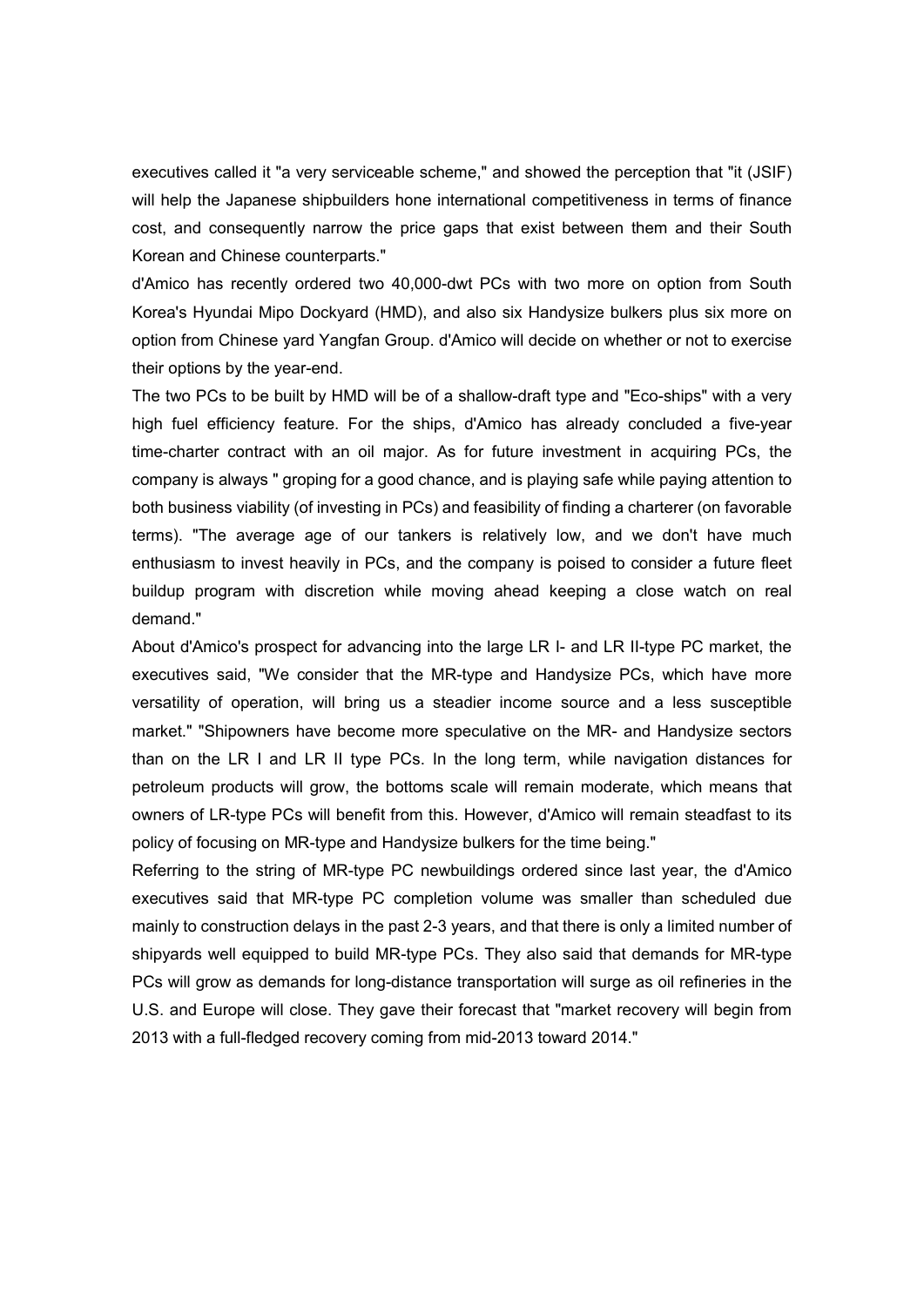executives called it "a very serviceable scheme," and showed the perception that "it (JSIF) will help the Japanese shipbuilders hone international competitiveness in terms of finance cost, and consequently narrow the price gaps that exist between them and their South Korean and Chinese counterparts."

d'Amico has recently ordered two 40,000-dwt PCs with two more on option from South Korea's Hyundai Mipo Dockyard (HMD), and also six Handysize bulkers plus six more on option from Chinese yard Yangfan Group. d'Amico will decide on whether or not to exercise their options by the year-end.

The two PCs to be built by HMD will be of a shallow-draft type and "Eco-ships" with a very high fuel efficiency feature. For the ships, d'Amico has already concluded a five-year time-charter contract with an oil major. As for future investment in acquiring PCs, the company is always " groping for a good chance, and is playing safe while paying attention to both business viability (of investing in PCs) and feasibility of finding a charterer (on favorable terms). "The average age of our tankers is relatively low, and we don't have much enthusiasm to invest heavily in PCs, and the company is poised to consider a future fleet buildup program with discretion while moving ahead keeping a close watch on real demand."

About d'Amico's prospect for advancing into the large LR I- and LR II-type PC market, the executives said, "We consider that the MR-type and Handysize PCs, which have more versatility of operation, will bring us a steadier income source and a less susceptible market." "Shipowners have become more speculative on the MR- and Handysize sectors than on the LR I and LR II type PCs. In the long term, while navigation distances for petroleum products will grow, the bottoms scale will remain moderate, which means that owners of LR-type PCs will benefit from this. However, d'Amico will remain steadfast to its policy of focusing on MR-type and Handysize bulkers for the time being."

Referring to the string of MR-type PC newbuildings ordered since last year, the d'Amico executives said that MR-type PC completion volume was smaller than scheduled due mainly to construction delays in the past 2-3 years, and that there is only a limited number of shipyards well equipped to build MR-type PCs. They also said that demands for MR-type PCs will grow as demands for long-distance transportation will surge as oil refineries in the U.S. and Europe will close. They gave their forecast that "market recovery will begin from 2013 with a full-fledged recovery coming from mid-2013 toward 2014."